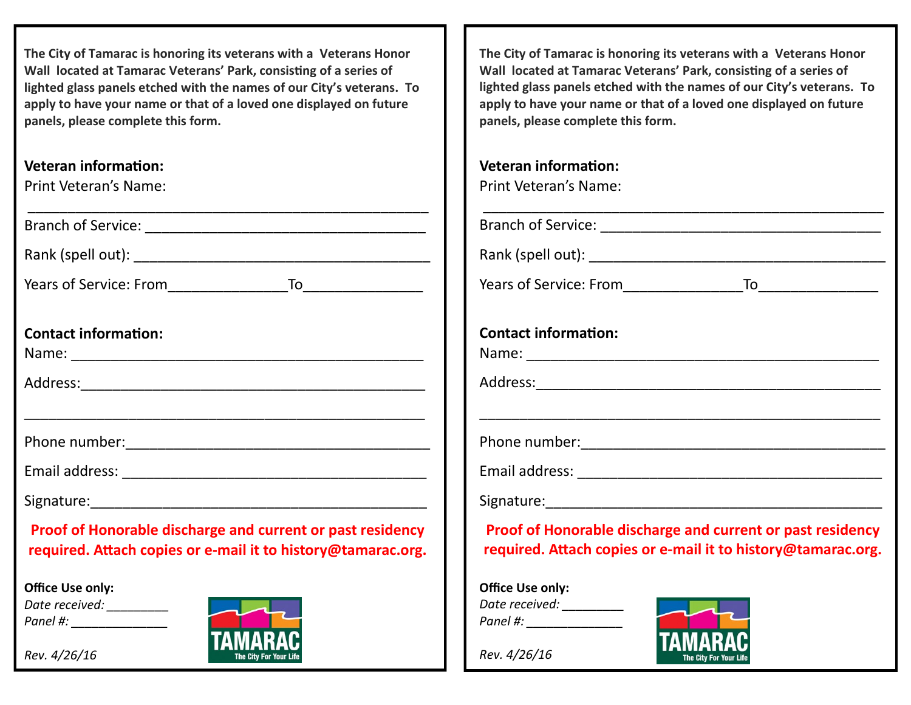**The City of Tamarac is honoring its veterans with a Veterans Honor Wall located at Tamarac Veterans' Park, consisting of a series of lighted glass panels etched with the names of our City's veterans. To apply to have your name or that of a loved one displayed on future panels, please complete this form.**

**Veteran information:**

Print Veteran's Name:

___________________________________________________

Branch of Service: ___________________________________

Rank (spell out): _____________________________________

Years of Service: From_______________To_______________

**Contact information:**

Name: ____________________________________________

Address:___________________________________________

__________________________________________________

Phone number:______________________________________

Email address: ______________________________________

Signature:__________________________________________

**Proof of Honorable discharge and current or past residency required. Attach copies or e-mail it to history@tamarac.org.**

**Office Use only:**

*Date received: _________*

*Panel #: ______________*

*Rev. 4/26/16*

TAMARAC
The City For Your Life

---

**The City of Tamarac is honoring its veterans with a Veterans Honor Wall located at Tamarac Veterans' Park, consisting of a series of lighted glass panels etched with the names of our City's veterans. To apply to have your name or that of a loved one displayed on future panels, please complete this form.**

**Veteran information:**

Print Veteran's Name:

___________________________________________________

Branch of Service: ___________________________________

Rank (spell out): _____________________________________

Years of Service: From_______________To_______________

**Contact information:**

Name: ____________________________________________

Address:___________________________________________

__________________________________________________

Phone number:______________________________________

Email address: ______________________________________

Signature:__________________________________________

**Proof of Honorable discharge and current or past residency required. Attach copies or e-mail it to history@tamarac.org.**

**Office Use only:**

*Date received: _________*

*Panel #: ______________*

*Rev. 4/26/16*

TAMARAC
The City For Your Life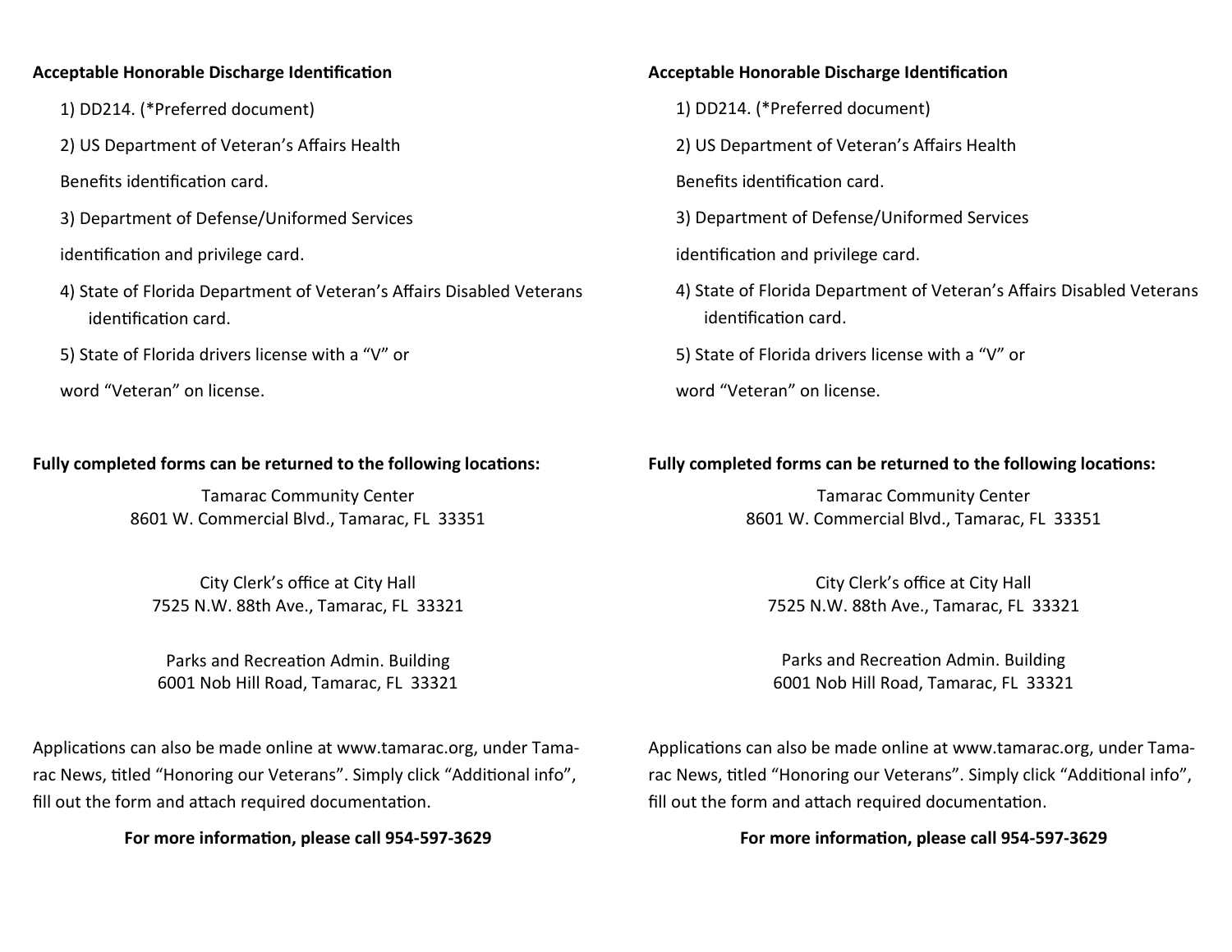**Acceptable Honorable Discharge Identification**

1) DD214. (*Preferred document)

2) US Department of Veteran's Affairs Health Benefits identification card.

3) Department of Defense/Uniformed Services identification and privilege card.

4) State of Florida Department of Veteran's Affairs Disabled Veterans identification card.

5) State of Florida drivers license with a "V" or word "Veteran" on license.

**Fully completed forms can be returned to the following locations:**

Tamarac Community Center
8601 W. Commercial Blvd., Tamarac, FL 33351

City Clerk's office at City Hall
7525 N.W. 88th Ave., Tamarac, FL 33321

Parks and Recreation Admin. Building
6001 Nob Hill Road, Tamarac, FL 33321

Applications can also be made online at www.tamarac.org, under Tamarac News, titled "Honoring our Veterans". Simply click "Additional info", fill out the form and attach required documentation.

**For more information, please call 954-597-3629**

**Acceptable Honorable Discharge Identification**

1) DD214. (*Preferred document)

2) US Department of Veteran's Affairs Health Benefits identification card.

3) Department of Defense/Uniformed Services identification and privilege card.

4) State of Florida Department of Veteran's Affairs Disabled Veterans identification card.

5) State of Florida drivers license with a "V" or word "Veteran" on license.

**Fully completed forms can be returned to the following locations:**

Tamarac Community Center
8601 W. Commercial Blvd., Tamarac, FL 33351

City Clerk's office at City Hall
7525 N.W. 88th Ave., Tamarac, FL 33321

Parks and Recreation Admin. Building
6001 Nob Hill Road, Tamarac, FL 33321

Applications can also be made online at www.tamarac.org, under Tamarac News, titled "Honoring our Veterans". Simply click "Additional info", fill out the form and attach required documentation.

**For more information, please call 954-597-3629**